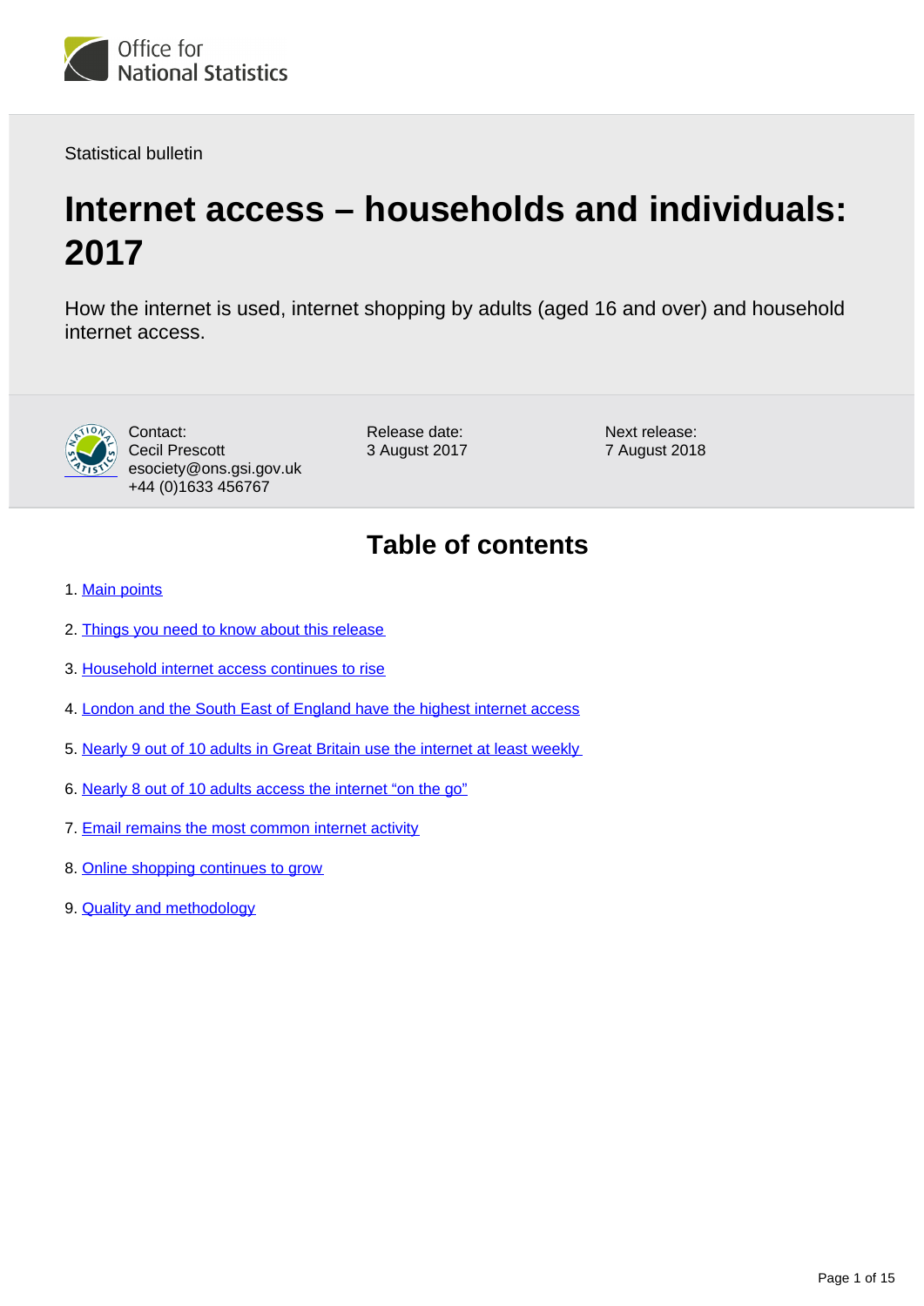Office for National Statistics

Statistical bulletin

# Internet access – households and individuals: 2017

How the internet is used, internet shopping by adults (aged 16 and over) and household internet access.

Contact:
Cecil Prescott
esociety@ons.gsi.gov.uk
+44 (0)1633 456767

Release date:
3 August 2017

Next release:
7 August 2018

## Table of contents

1. Main points
2. Things you need to know about this release
3. Household internet access continues to rise
4. London and the South East of England have the highest internet access
5. Nearly 9 out of 10 adults in Great Britain use the internet at least weekly
6. Nearly 8 out of 10 adults access the internet "on the go"
7. Email remains the most common internet activity
8. Online shopping continues to grow
9. Quality and methodology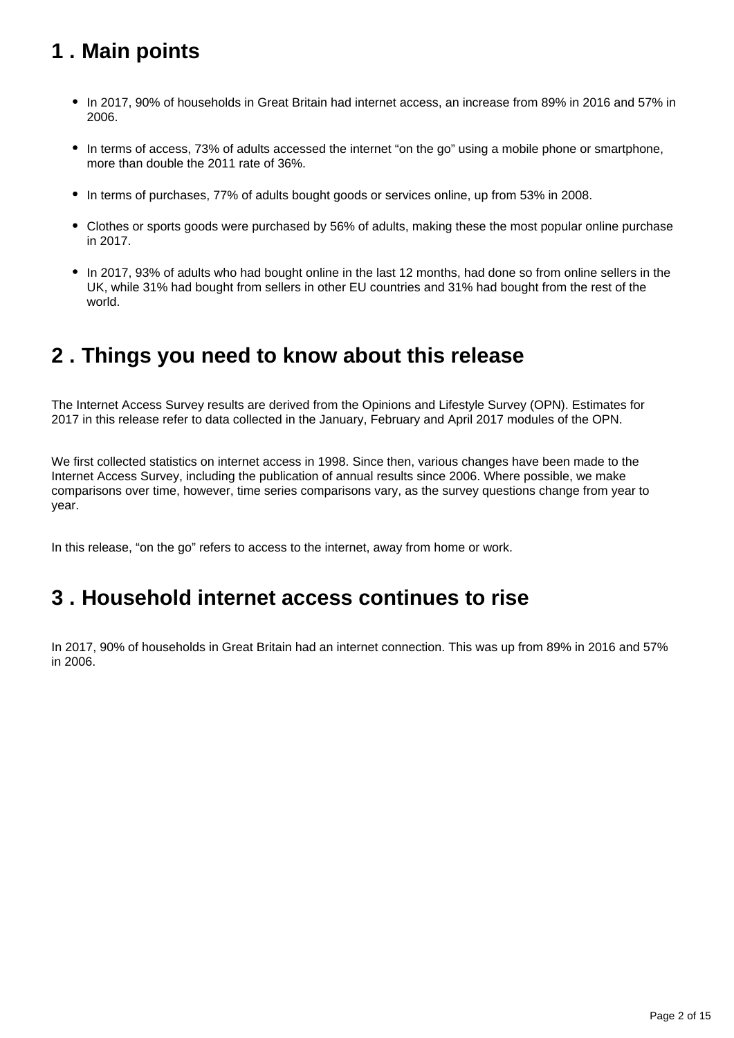## 1 . Main points

- In 2017, 90% of households in Great Britain had internet access, an increase from 89% in 2016 and 57% in 2006.
- In terms of access, 73% of adults accessed the internet “on the go” using a mobile phone or smartphone, more than double the 2011 rate of 36%.
- In terms of purchases, 77% of adults bought goods or services online, up from 53% in 2008.
- Clothes or sports goods were purchased by 56% of adults, making these the most popular online purchase in 2017.
- In 2017, 93% of adults who had bought online in the last 12 months, had done so from online sellers in the UK, while 31% had bought from sellers in other EU countries and 31% had bought from the rest of the world.

## 2 . Things you need to know about this release

The Internet Access Survey results are derived from the Opinions and Lifestyle Survey (OPN). Estimates for 2017 in this release refer to data collected in the January, February and April 2017 modules of the OPN.

We first collected statistics on internet access in 1998. Since then, various changes have been made to the Internet Access Survey, including the publication of annual results since 2006. Where possible, we make comparisons over time, however, time series comparisons vary, as the survey questions change from year to year.

In this release, “on the go” refers to access to the internet, away from home or work.

## 3 . Household internet access continues to rise

In 2017, 90% of households in Great Britain had an internet connection. This was up from 89% in 2016 and 57% in 2006.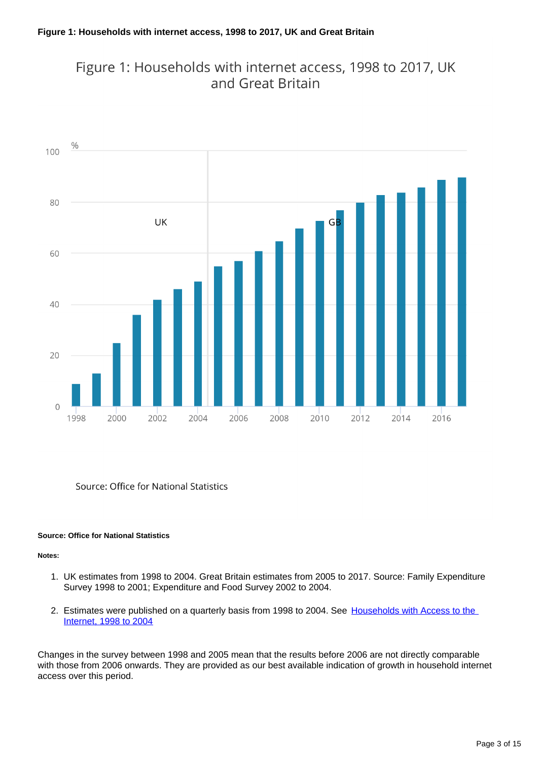**Figure 1: Households with internet access, 1998 to 2017, UK and Great Britain**

Figure 1: Households with internet access, 1998 to 2017, UK and Great Britain

Source: Office for National Statistics

**Source: Office for National Statistics**

**Notes:**

1. UK estimates from 1998 to 2004. Great Britain estimates from 2005 to 2017. Source: Family Expenditure Survey 1998 to 2001; Expenditure and Food Survey 2002 to 2004.

2. Estimates were published on a quarterly basis from 1998 to 2004. See [Households with Access to the Internet, 1998 to 2004]

Changes in the survey between 1998 and 2005 mean that the results before 2006 are not directly comparable with those from 2006 onwards. They are provided as our best available indication of growth in household internet access over this period.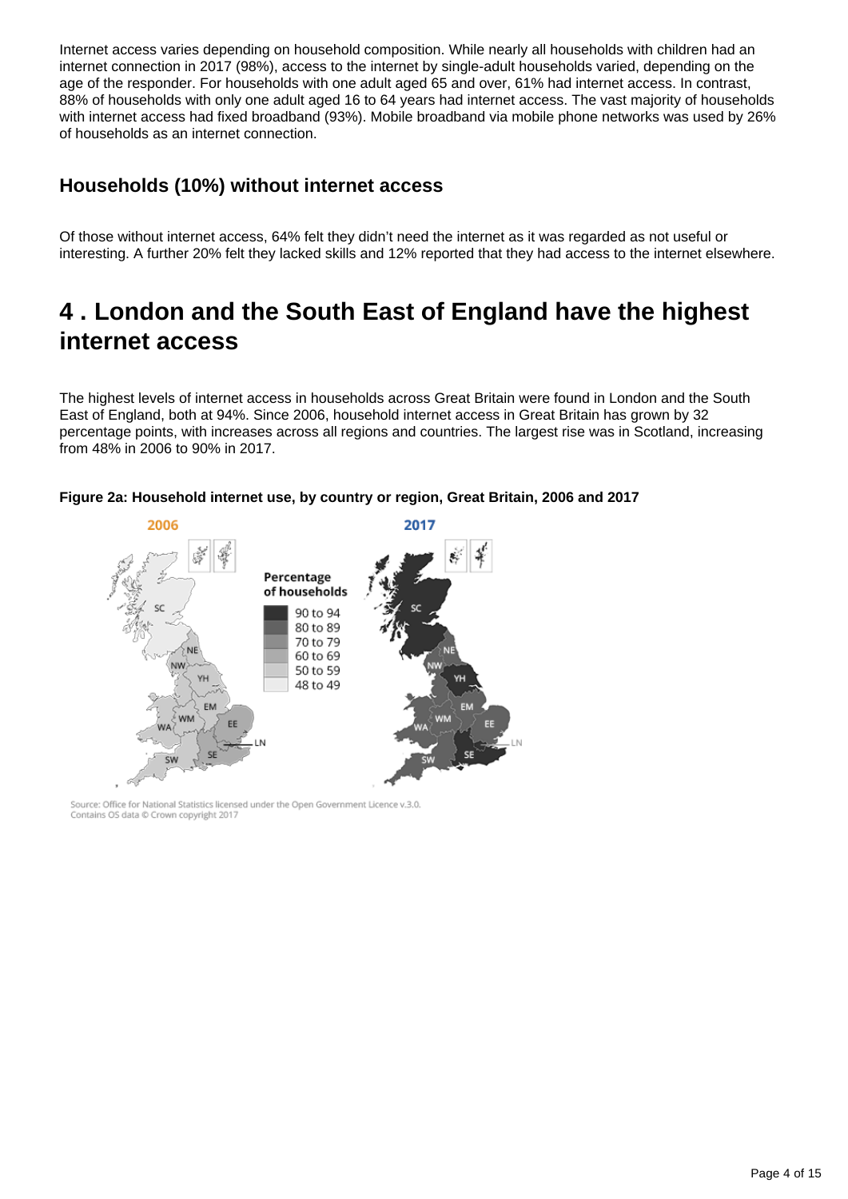Internet access varies depending on household composition. While nearly all households with children had an internet connection in 2017 (98%), access to the internet by single-adult households varied, depending on the age of the responder. For households with one adult aged 65 and over, 61% had internet access. In contrast, 88% of households with only one adult aged 16 to 64 years had internet access. The vast majority of households with internet access had fixed broadband (93%). Mobile broadband via mobile phone networks was used by 26% of households as an internet connection.

### Households (10%) without internet access

Of those without internet access, 64% felt they didn't need the internet as it was regarded as not useful or interesting. A further 20% felt they lacked skills and 12% reported that they had access to the internet elsewhere.

## 4 . London and the South East of England have the highest internet access

The highest levels of internet access in households across Great Britain were found in London and the South East of England, both at 94%. Since 2006, household internet access in Great Britain has grown by 32 percentage points, with increases across all regions and countries. The largest rise was in Scotland, increasing from 48% in 2006 to 90% in 2017.

**Figure 2a: Household internet use, by country or region, Great Britain, 2006 and 2017**

Source: Office for National Statistics licensed under the Open Government Licence v.3.0.
Contains OS data © Crown copyright 2017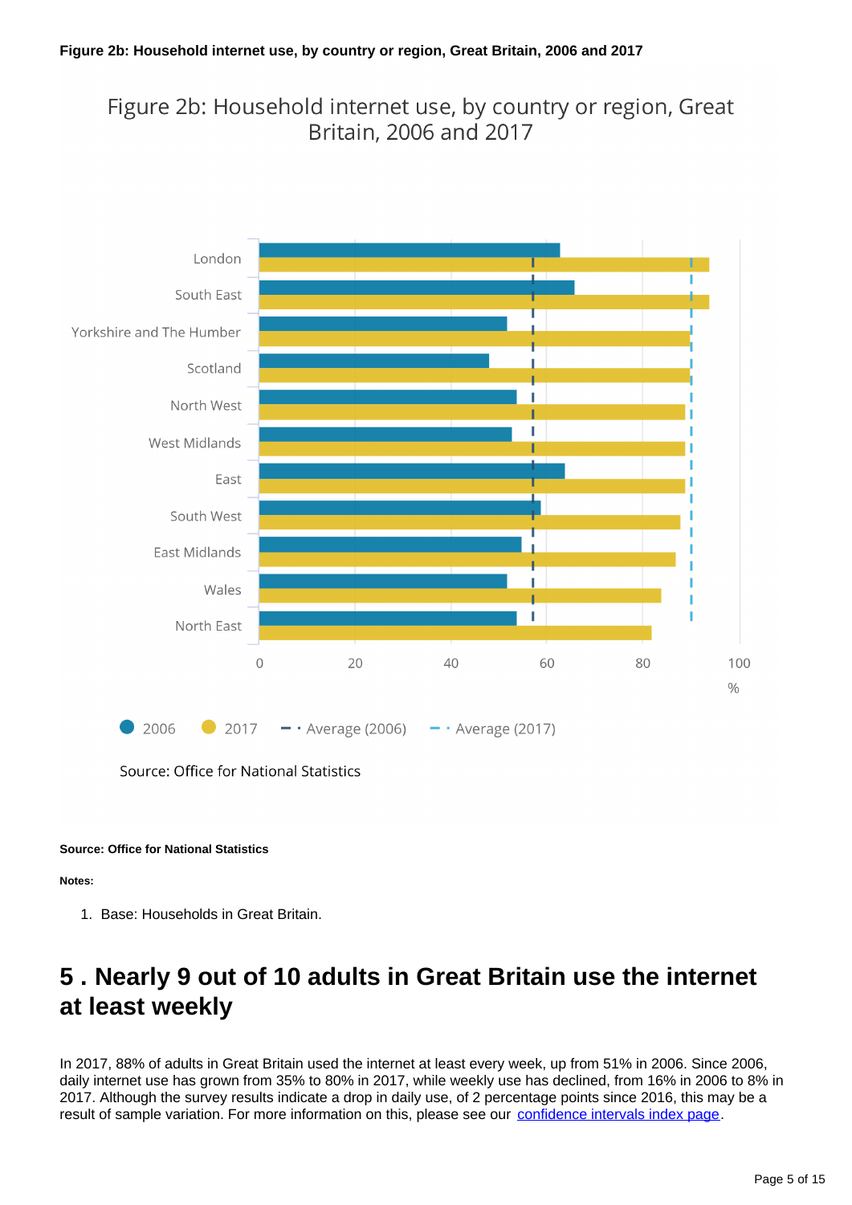**Figure 2b: Household internet use, by country or region, Great Britain, 2006 and 2017**

Source: Office for National Statistics

**Notes:**

1. Base: Households in Great Britain.

## 5 . Nearly 9 out of 10 adults in Great Britain use the internet at least weekly

In 2017, 88% of adults in Great Britain used the internet at least every week, up from 51% in 2006. Since 2006, daily internet use has grown from 35% to 80% in 2017, while weekly use has declined, from 16% in 2006 to 8% in 2017. Although the survey results indicate a drop in daily use, of 2 percentage points since 2016, this may be a result of sample variation. For more information on this, please see our confidence intervals index page.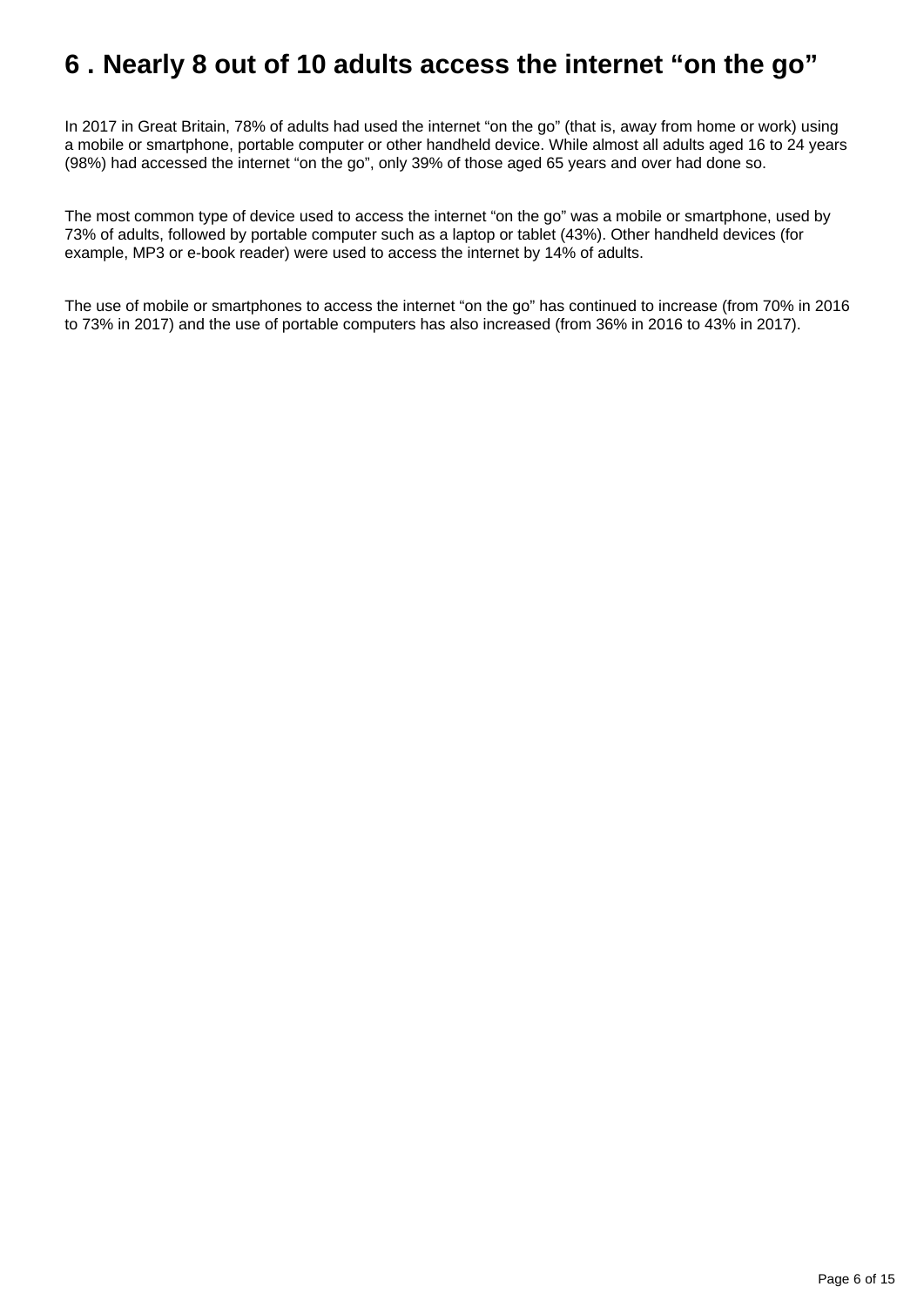# 6 . Nearly 8 out of 10 adults access the internet “on the go”

In 2017 in Great Britain, 78% of adults had used the internet “on the go” (that is, away from home or work) using a mobile or smartphone, portable computer or other handheld device. While almost all adults aged 16 to 24 years (98%) had accessed the internet “on the go”, only 39% of those aged 65 years and over had done so.

The most common type of device used to access the internet “on the go” was a mobile or smartphone, used by 73% of adults, followed by portable computer such as a laptop or tablet (43%). Other handheld devices (for example, MP3 or e-book reader) were used to access the internet by 14% of adults.

The use of mobile or smartphones to access the internet “on the go” has continued to increase (from 70% in 2016 to 73% in 2017) and the use of portable computers has also increased (from 36% in 2016 to 43% in 2017).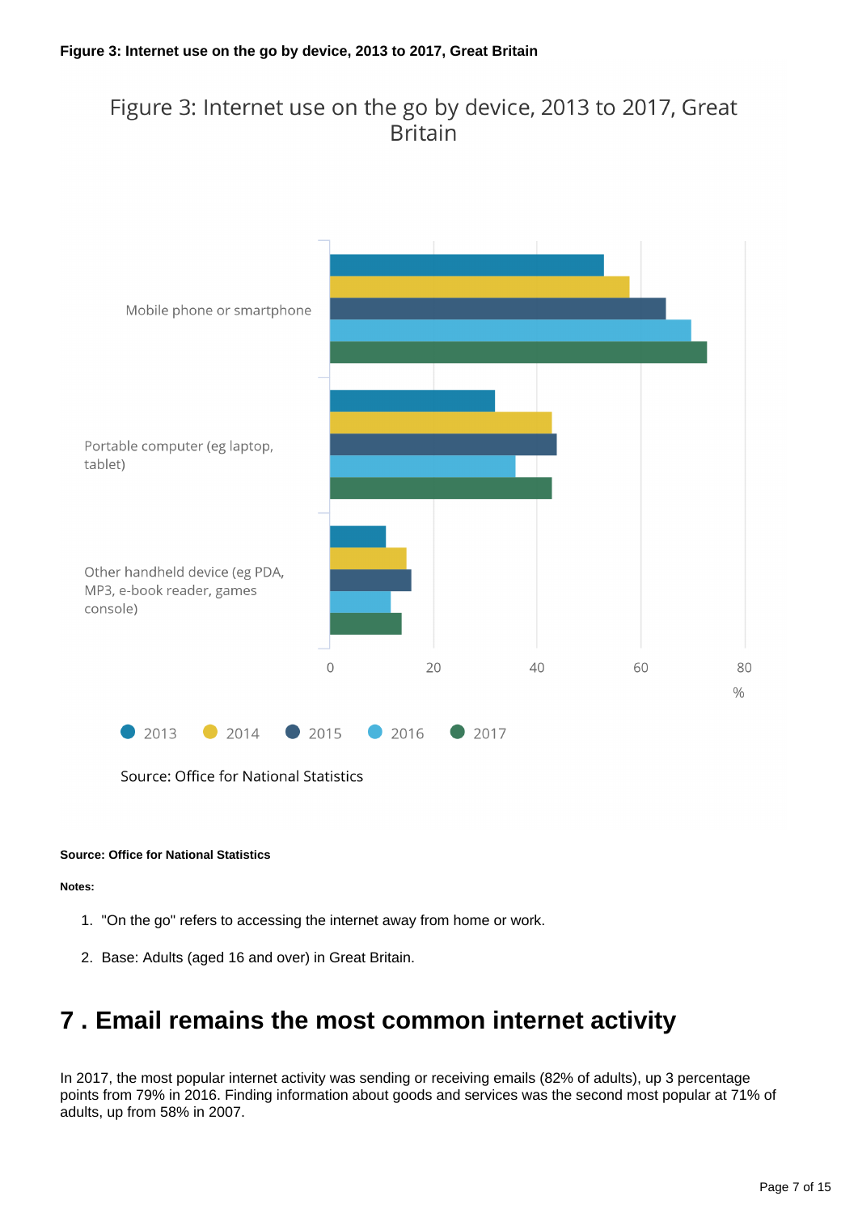**Figure 3: Internet use on the go by device, 2013 to 2017, Great Britain**

Source: Office for National Statistics

**Notes:**

1. "On the go" refers to accessing the internet away from home or work.
2. Base: Adults (aged 16 and over) in Great Britain.

## 7 . Email remains the most common internet activity

In 2017, the most popular internet activity was sending or receiving emails (82% of adults), up 3 percentage points from 79% in 2016. Finding information about goods and services was the second most popular at 71% of adults, up from 58% in 2007.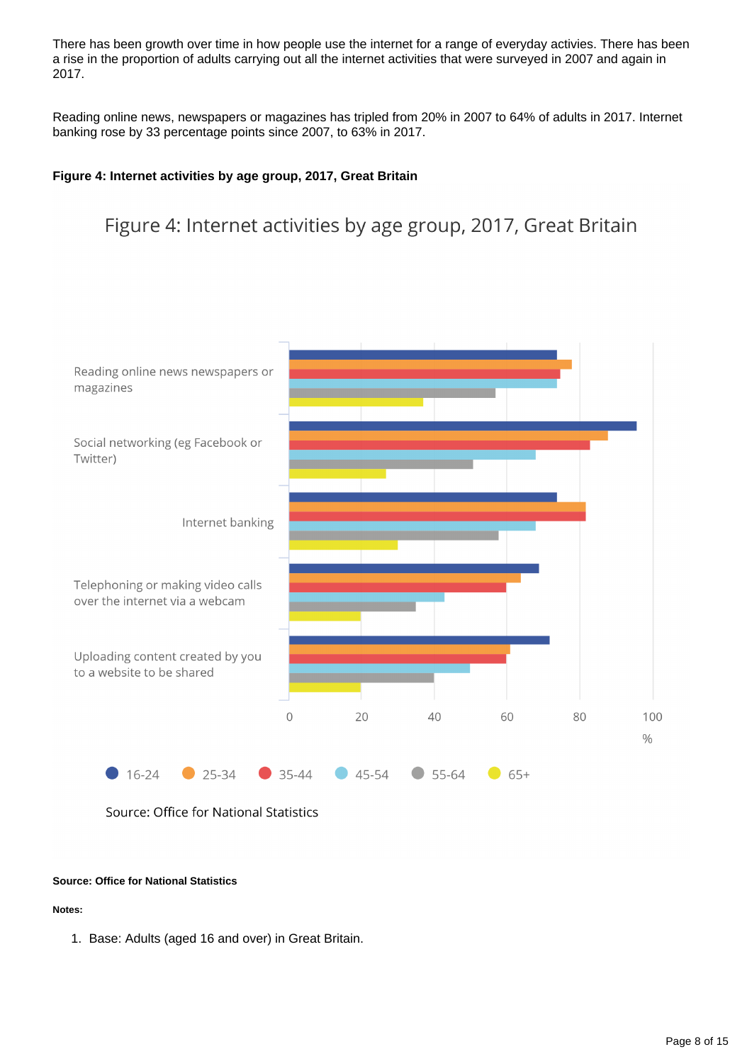There has been growth over time in how people use the internet for a range of everyday activies. There has been a rise in the proportion of adults carrying out all the internet activities that were surveyed in 2007 and again in 2017.

Reading online news, newspapers or magazines has tripled from 20% in 2007 to 64% of adults in 2017. Internet banking rose by 33 percentage points since 2007, to 63% in 2017.

**Figure 4: Internet activities by age group, 2017, Great Britain**

Figure 4: Internet activities by age group, 2017, Great Britain

Reading online news newspapers or magazines

Social networking (eg Facebook or Twitter)

Internet banking

Telephoning or making video calls over the internet via a webcam

Uploading content created by you to a website to be shared

0 20 40 60 80 100 %

16-24 25-34 35-44 45-54 55-64 65+

Source: Office for National Statistics

**Source: Office for National Statistics**

**Notes:**

1. Base: Adults (aged 16 and over) in Great Britain.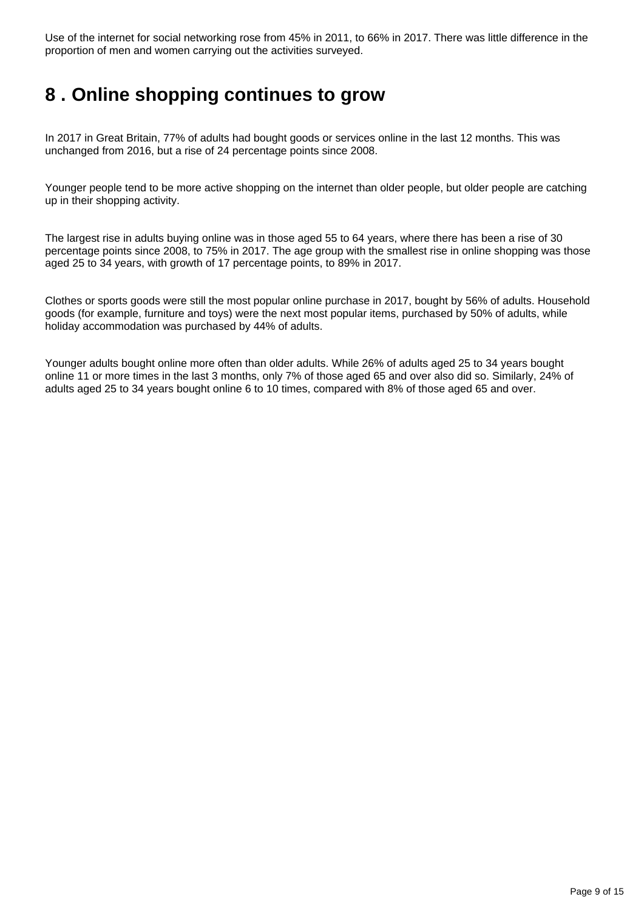Use of the internet for social networking rose from 45% in 2011, to 66% in 2017. There was little difference in the proportion of men and women carrying out the activities surveyed.

## 8 . Online shopping continues to grow

In 2017 in Great Britain, 77% of adults had bought goods or services online in the last 12 months. This was unchanged from 2016, but a rise of 24 percentage points since 2008.

Younger people tend to be more active shopping on the internet than older people, but older people are catching up in their shopping activity.

The largest rise in adults buying online was in those aged 55 to 64 years, where there has been a rise of 30 percentage points since 2008, to 75% in 2017. The age group with the smallest rise in online shopping was those aged 25 to 34 years, with growth of 17 percentage points, to 89% in 2017.

Clothes or sports goods were still the most popular online purchase in 2017, bought by 56% of adults. Household goods (for example, furniture and toys) were the next most popular items, purchased by 50% of adults, while holiday accommodation was purchased by 44% of adults.

Younger adults bought online more often than older adults. While 26% of adults aged 25 to 34 years bought online 11 or more times in the last 3 months, only 7% of those aged 65 and over also did so. Similarly, 24% of adults aged 25 to 34 years bought online 6 to 10 times, compared with 8% of those aged 65 and over.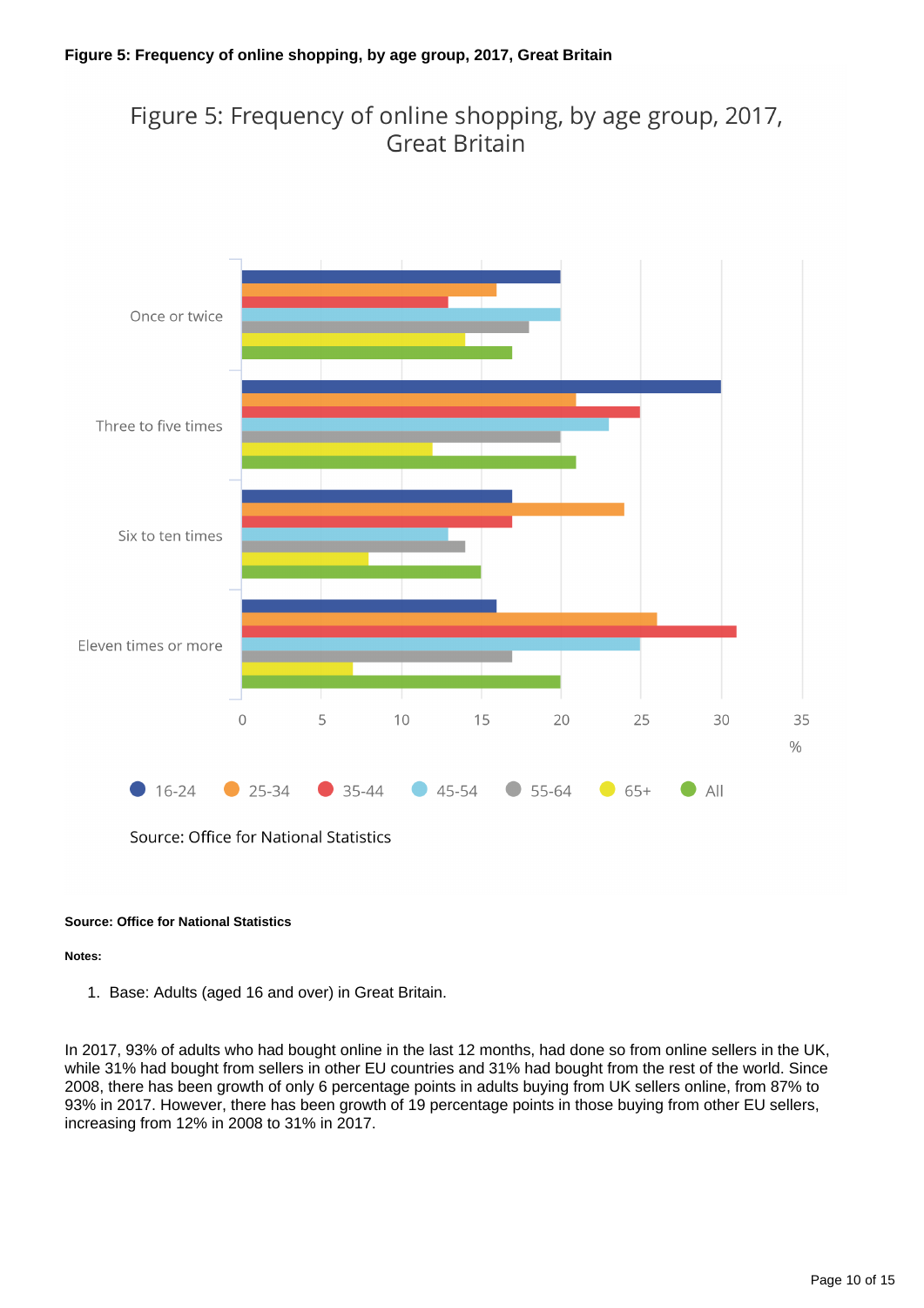**Figure 5: Frequency of online shopping, by age group, 2017, Great Britain**

**Source: Office for National Statistics**

**Notes:**

1. Base: Adults (aged 16 and over) in Great Britain.

In 2017, 93% of adults who had bought online in the last 12 months, had done so from online sellers in the UK, while 31% had bought from sellers in other EU countries and 31% had bought from the rest of the world. Since 2008, there has been growth of only 6 percentage points in adults buying from UK sellers online, from 87% to 93% in 2017. However, there has been growth of 19 percentage points in those buying from other EU sellers, increasing from 12% in 2008 to 31% in 2017.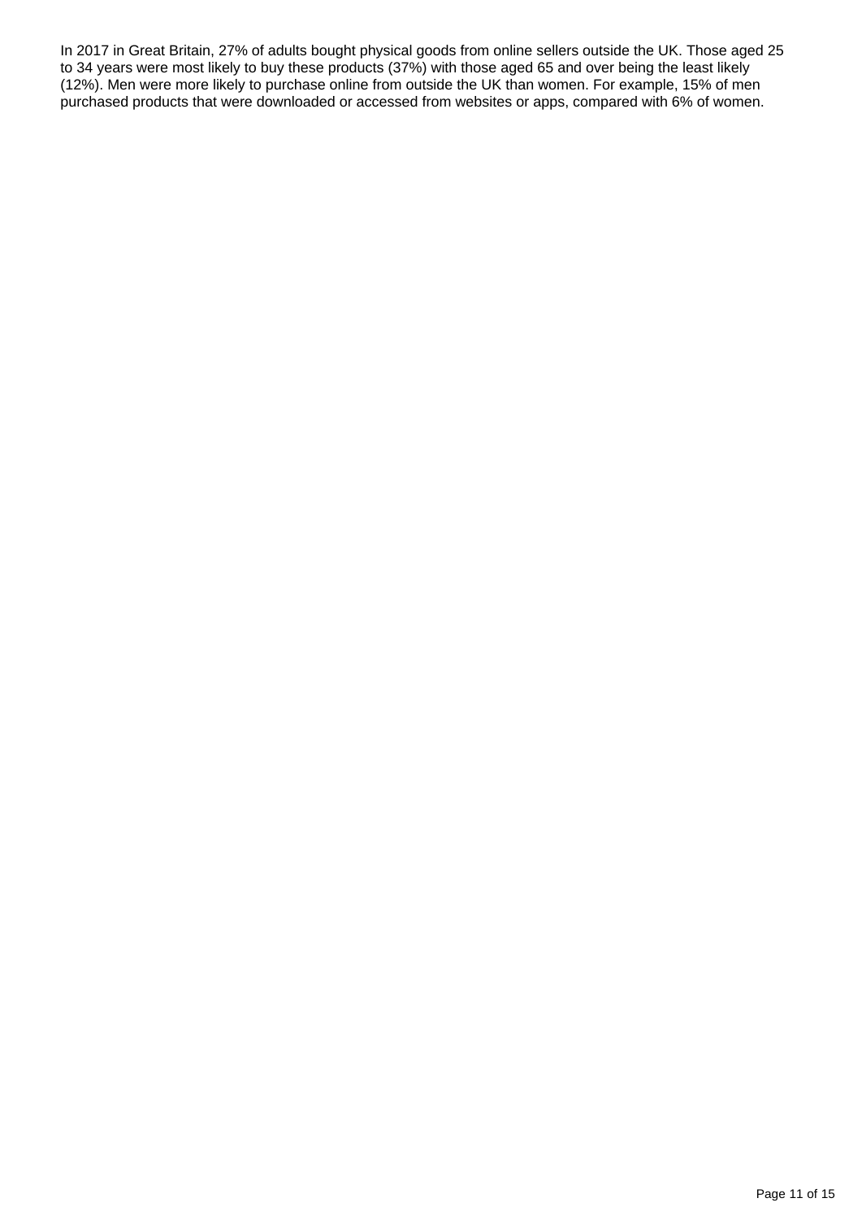In 2017 in Great Britain, 27% of adults bought physical goods from online sellers outside the UK. Those aged 25 to 34 years were most likely to buy these products (37%) with those aged 65 and over being the least likely (12%). Men were more likely to purchase online from outside the UK than women. For example, 15% of men purchased products that were downloaded or accessed from websites or apps, compared with 6% of women.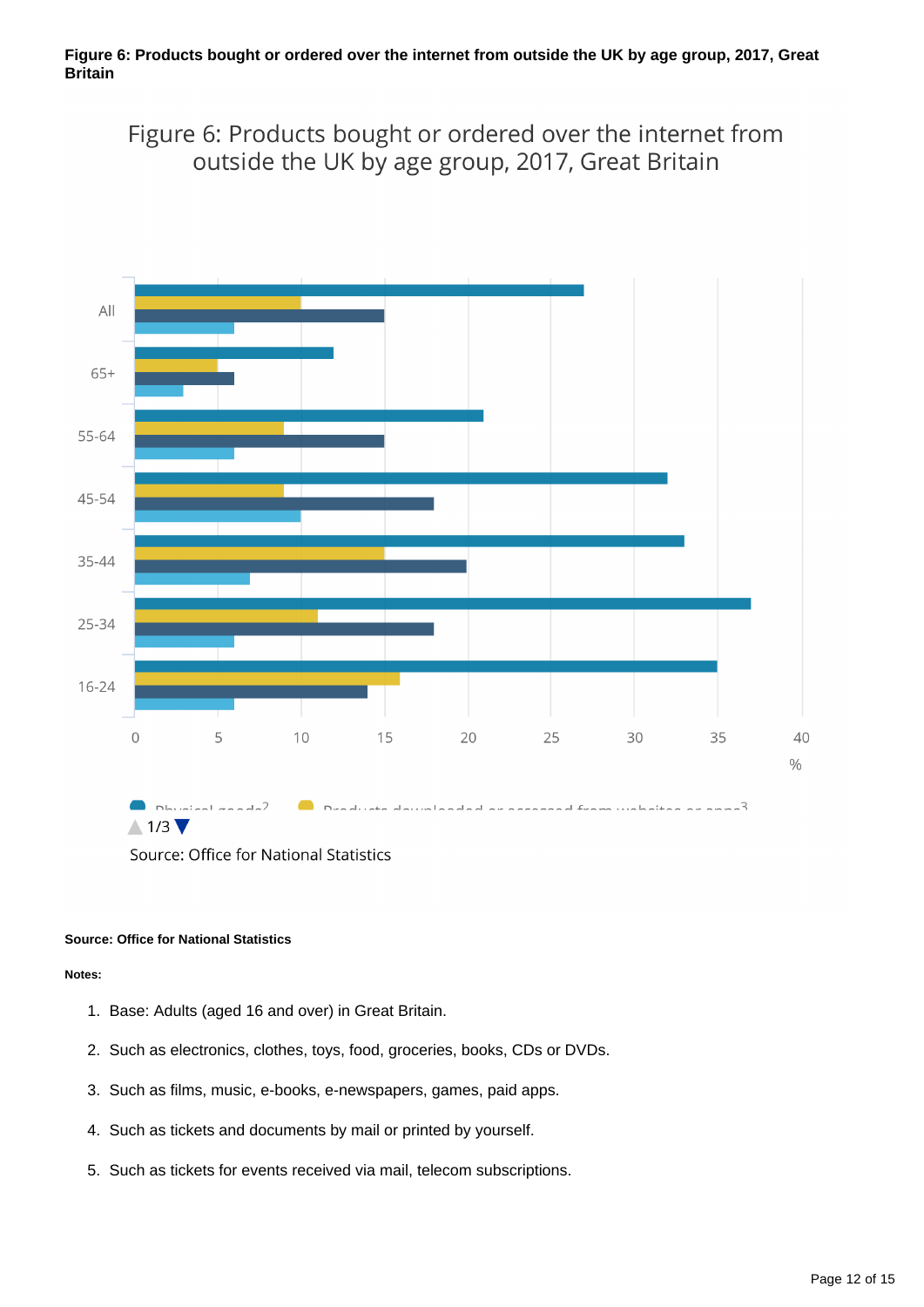**Figure 6: Products bought or ordered over the internet from outside the UK by age group, 2017, Great Britain**

Figure 6: Products bought or ordered over the internet from outside the UK by age group, 2017, Great Britain

| Age group | Physical goods[2] | Products downloaded or accessed from websites or apps[3] | | |
|---|---|---|---|---|
| All | 27 | 10 | 15 | 6 |
| 65+ | 12 | 5 | 6 | 3 |
| 55-64 | 21 | 9 | 15 | 6 |
| 45-54 | 32 | 9 | 18 | 10 |
| 35-44 | 33 | 15 | 20 | 7 |
| 25-34 | 37 | 11 | 18 | 6 |
| 16-24 | 35 | 16 | 14 | 6 |

%

Source: Office for National Statistics

**Source: Office for National Statistics**

**Notes:**

1. Base: Adults (aged 16 and over) in Great Britain.
2. Such as electronics, clothes, toys, food, groceries, books, CDs or DVDs.
3. Such as films, music, e-books, e-newspapers, games, paid apps.
4. Such as tickets and documents by mail or printed by yourself.
5. Such as tickets for events received via mail, telecom subscriptions.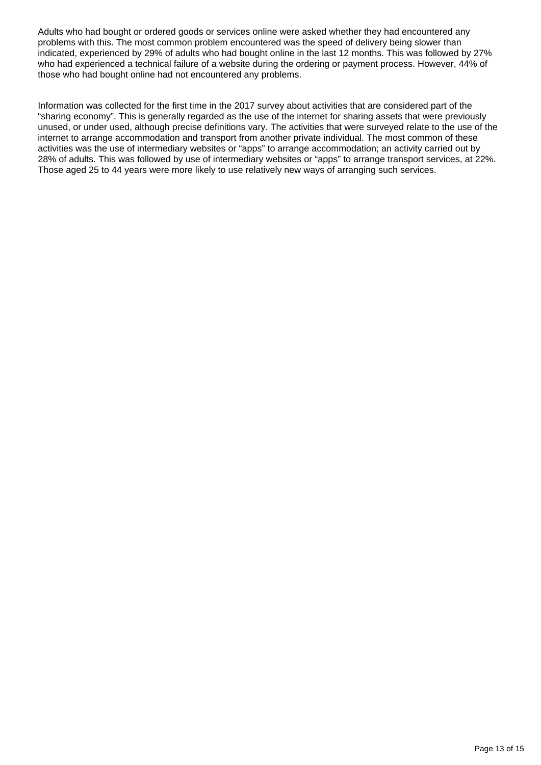Adults who had bought or ordered goods or services online were asked whether they had encountered any problems with this. The most common problem encountered was the speed of delivery being slower than indicated, experienced by 29% of adults who had bought online in the last 12 months. This was followed by 27% who had experienced a technical failure of a website during the ordering or payment process. However, 44% of those who had bought online had not encountered any problems.

Information was collected for the first time in the 2017 survey about activities that are considered part of the "sharing economy". This is generally regarded as the use of the internet for sharing assets that were previously unused, or under used, although precise definitions vary. The activities that were surveyed relate to the use of the internet to arrange accommodation and transport from another private individual. The most common of these activities was the use of intermediary websites or "apps" to arrange accommodation; an activity carried out by 28% of adults. This was followed by use of intermediary websites or "apps" to arrange transport services, at 22%. Those aged 25 to 44 years were more likely to use relatively new ways of arranging such services.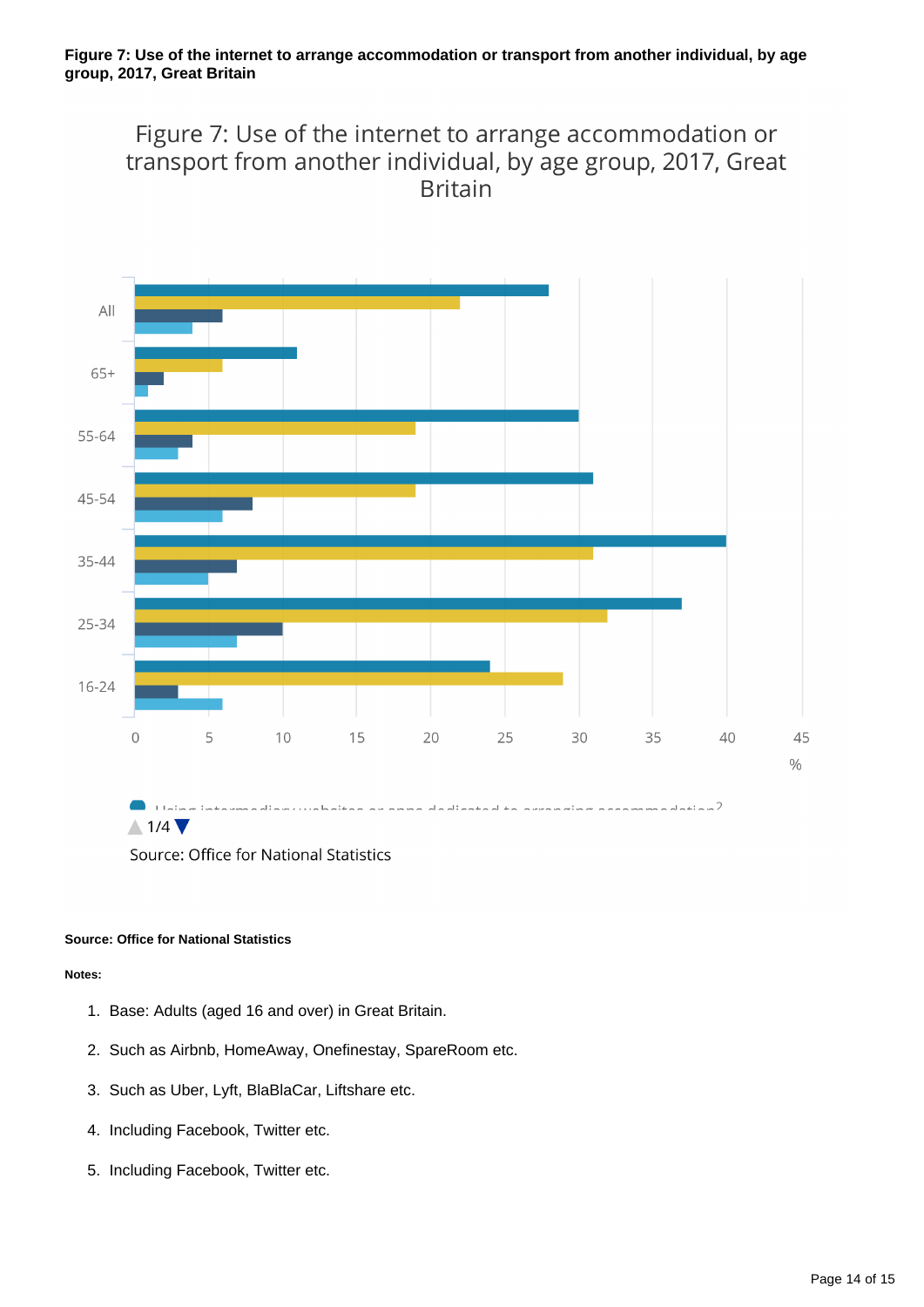**Figure 7: Use of the internet to arrange accommodation or transport from another individual, by age group, 2017, Great Britain**

Figure 7: Use of the internet to arrange accommodation or transport from another individual, by age group, 2017, Great Britain

Source: Office for National Statistics

**Source: Office for National Statistics**

**Notes:**

1. Base: Adults (aged 16 and over) in Great Britain.
2. Such as Airbnb, HomeAway, Onefinestay, SpareRoom etc.
3. Such as Uber, Lyft, BlaBlaCar, Liftshare etc.
4. Including Facebook, Twitter etc.
5. Including Facebook, Twitter etc.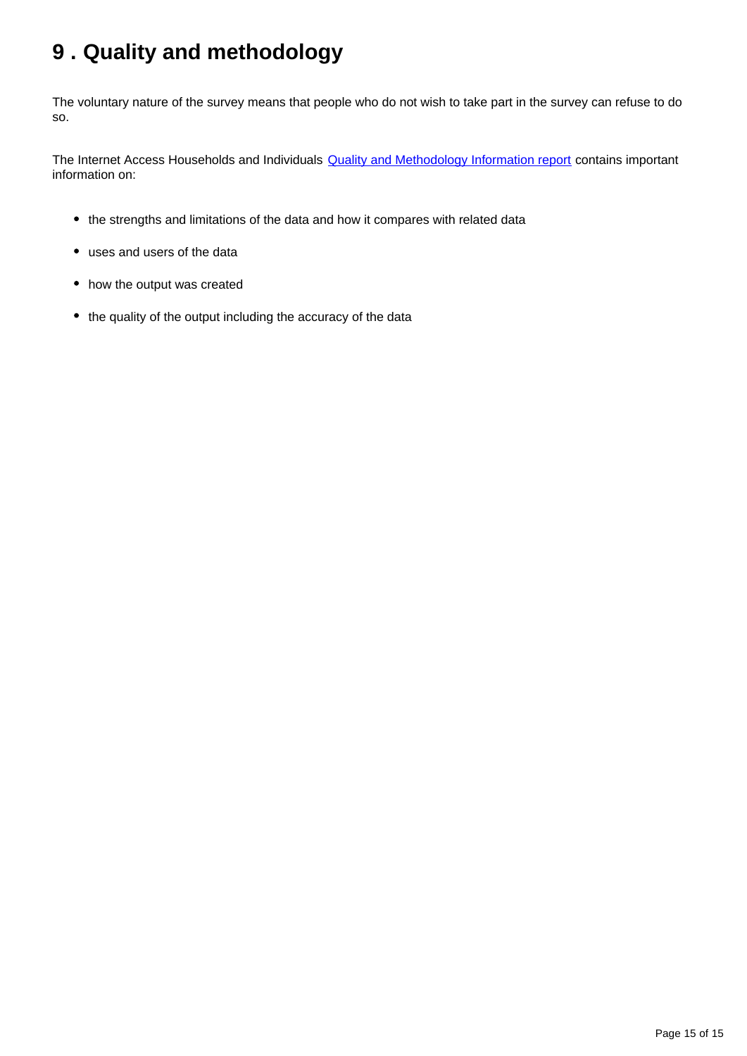## 9 . Quality and methodology

The voluntary nature of the survey means that people who do not wish to take part in the survey can refuse to do so.

The Internet Access Households and Individuals [Quality and Methodology Information report] contains important information on:

- the strengths and limitations of the data and how it compares with related data
- uses and users of the data
- how the output was created
- the quality of the output including the accuracy of the data